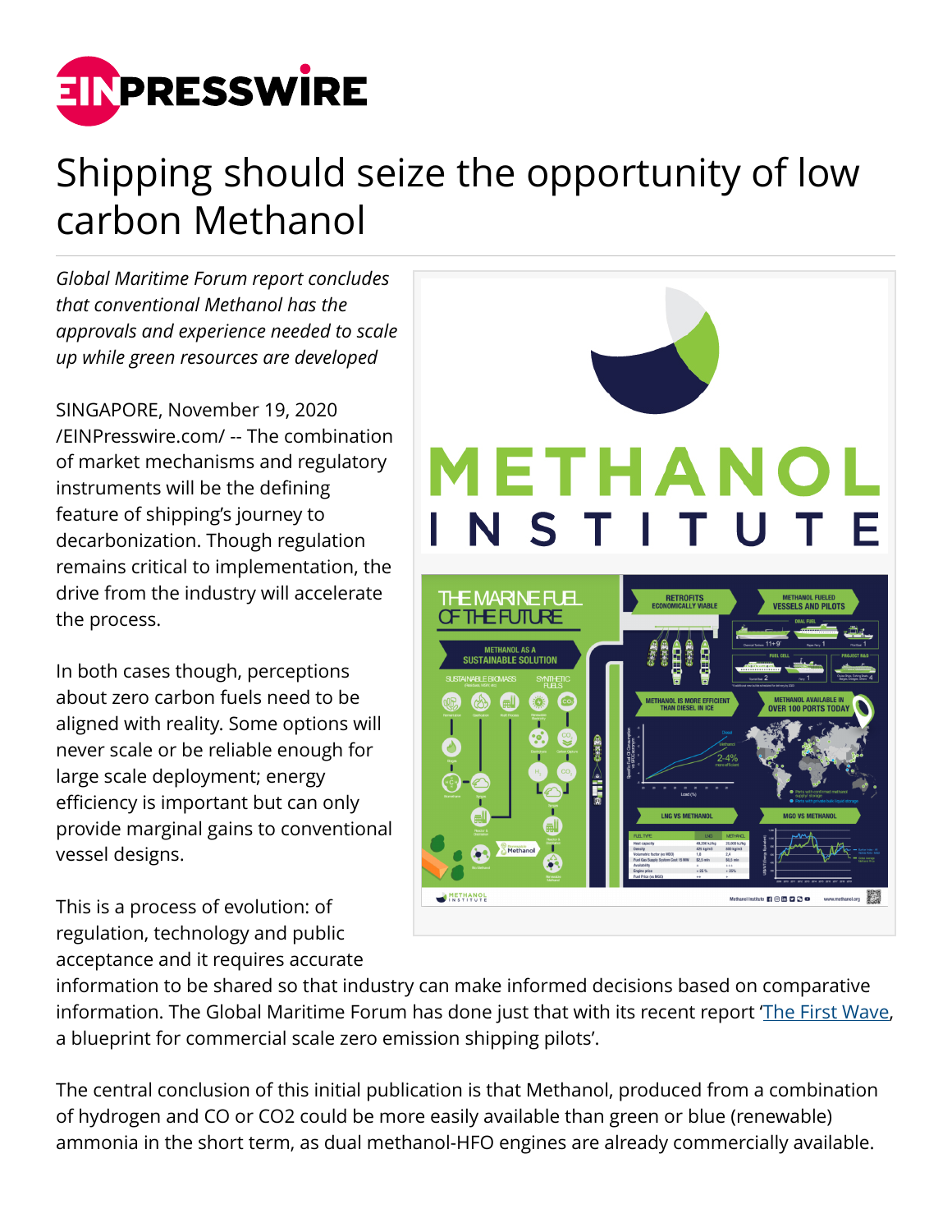# Shipping should seize the opportunity of low carbon Methanol

*Global Maritime Forum report concludes that conventional Methanol has the approvals and experience needed to scale up while green resources are developed*

SINGAPORE, November 19, 2020 /EINPresswire.com/ -- The combination of market mechanisms and regulatory instruments will be the defining feature of shipping's journey to decarbonization. Though regulation remains critical to implementation, the drive from the industry will accelerate the process.

In both cases though, perceptions about zero carbon fuels need to be aligned with reality. Some options will never scale or be reliable enough for large scale deployment; energy efficiency is important but can only provide marginal gains to conventional vessel designs.

This is a process of evolution: of regulation, technology and public acceptance and it requires accurate information to be shared so that industry can make informed decisions based on comparative information. The Global Maritime Forum has done just that with its recent report 'The First Wave, a blueprint for commercial scale zero emission shipping pilots'.

The central conclusion of this initial publication is that Methanol, produced from a combination of hydrogen and CO or $CO_2$ could be more easily available than green or blue (renewable) ammonia in the short term, as dual methanol-HFO engines are already commercially available.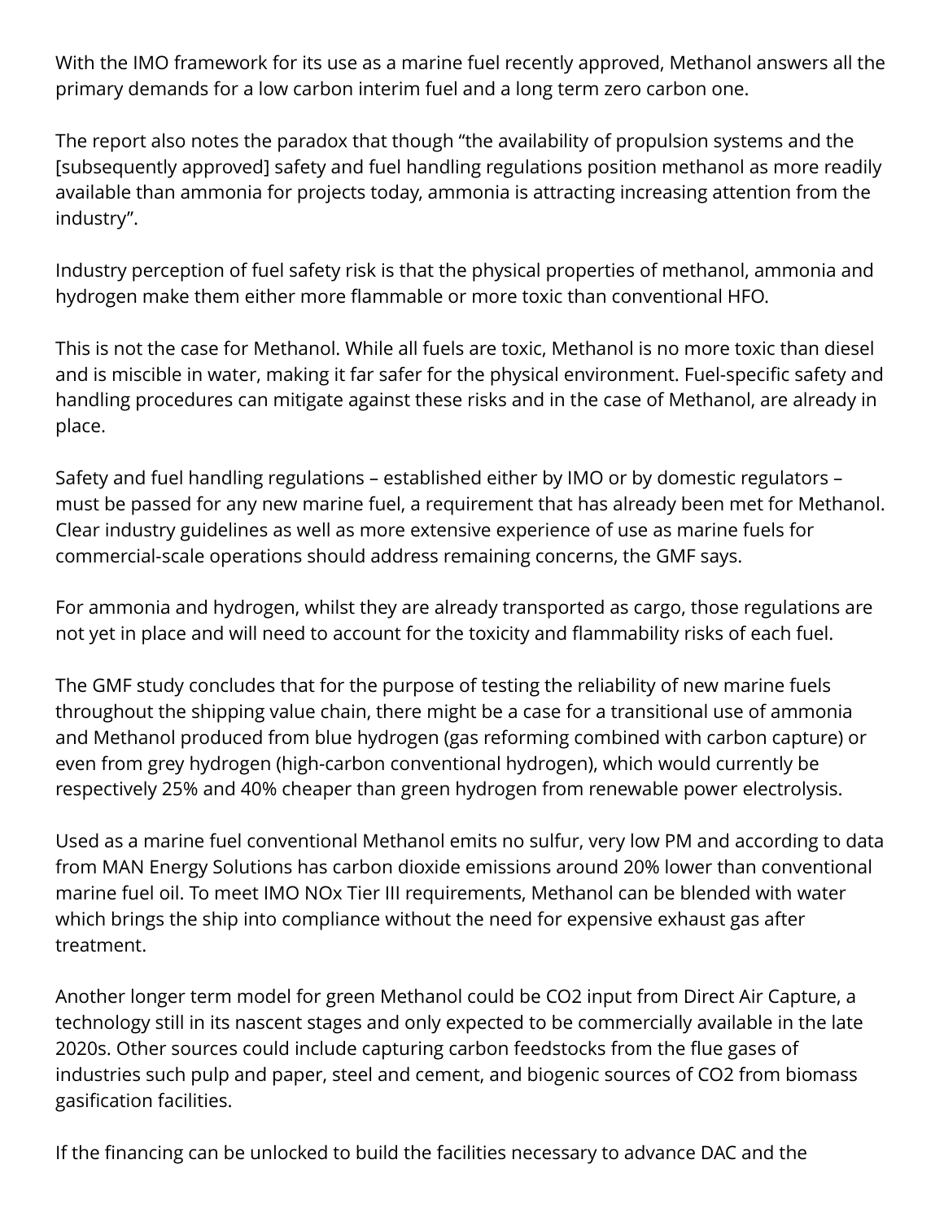With the IMO framework for its use as a marine fuel recently approved, Methanol answers all the primary demands for a low carbon interim fuel and a long term zero carbon one.

The report also notes the paradox that though “the availability of propulsion systems and the [subsequently approved] safety and fuel handling regulations position methanol as more readily available than ammonia for projects today, ammonia is attracting increasing attention from the industry”.

Industry perception of fuel safety risk is that the physical properties of methanol, ammonia and hydrogen make them either more flammable or more toxic than conventional HFO.

This is not the case for Methanol. While all fuels are toxic, Methanol is no more toxic than diesel and is miscible in water, making it far safer for the physical environment. Fuel-specific safety and handling procedures can mitigate against these risks and in the case of Methanol, are already in place.

Safety and fuel handling regulations – established either by IMO or by domestic regulators – must be passed for any new marine fuel, a requirement that has already been met for Methanol. Clear industry guidelines as well as more extensive experience of use as marine fuels for commercial-scale operations should address remaining concerns, the GMF says.

For ammonia and hydrogen, whilst they are already transported as cargo, those regulations are not yet in place and will need to account for the toxicity and flammability risks of each fuel.

The GMF study concludes that for the purpose of testing the reliability of new marine fuels throughout the shipping value chain, there might be a case for a transitional use of ammonia and Methanol produced from blue hydrogen (gas reforming combined with carbon capture) or even from grey hydrogen (high-carbon conventional hydrogen), which would currently be respectively 25% and 40% cheaper than green hydrogen from renewable power electrolysis.

Used as a marine fuel conventional Methanol emits no sulfur, very low PM and according to data from MAN Energy Solutions has carbon dioxide emissions around 20% lower than conventional marine fuel oil. To meet IMO NOx Tier III requirements, Methanol can be blended with water which brings the ship into compliance without the need for expensive exhaust gas after treatment.

Another longer term model for green Methanol could be $CO_2$ input from Direct Air Capture, a technology still in its nascent stages and only expected to be commercially available in the late 2020s. Other sources could include capturing carbon feedstocks from the flue gases of industries such pulp and paper, steel and cement, and biogenic sources of $CO_2$ from biomass gasification facilities.

If the financing can be unlocked to build the facilities necessary to advance DAC and the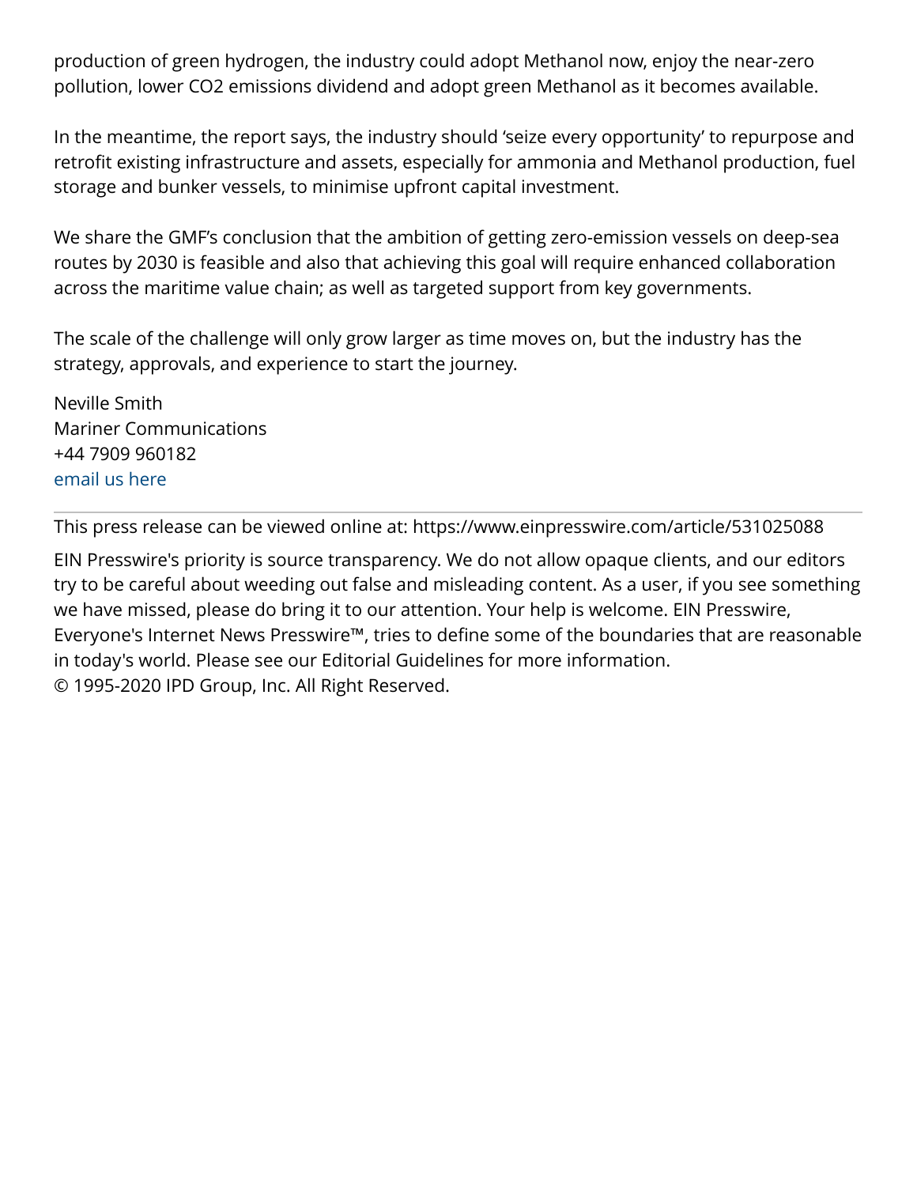production of green hydrogen, the industry could adopt Methanol now, enjoy the near-zero pollution, lower $CO_2$ emissions dividend and adopt green Methanol as it becomes available.

In the meantime, the report says, the industry should 'seize every opportunity' to repurpose and retrofit existing infrastructure and assets, especially for ammonia and Methanol production, fuel storage and bunker vessels, to minimise upfront capital investment.

We share the GMF's conclusion that the ambition of getting zero-emission vessels on deep-sea routes by 2030 is feasible and also that achieving this goal will require enhanced collaboration across the maritime value chain; as well as targeted support from key governments.

The scale of the challenge will only grow larger as time moves on, but the industry has the strategy, approvals, and experience to start the journey.

Neville Smith
Mariner Communications
+44 7909 960182
email us here

---

This press release can be viewed online at: https://www.einpresswire.com/article/531025088

EIN Presswire's priority is source transparency. We do not allow opaque clients, and our editors try to be careful about weeding out false and misleading content. As a user, if you see something we have missed, please do bring it to our attention. Your help is welcome. EIN Presswire, Everyone's Internet News Presswire™, tries to define some of the boundaries that are reasonable in today's world. Please see our Editorial Guidelines for more information.
© 1995-2020 IPD Group, Inc. All Right Reserved.